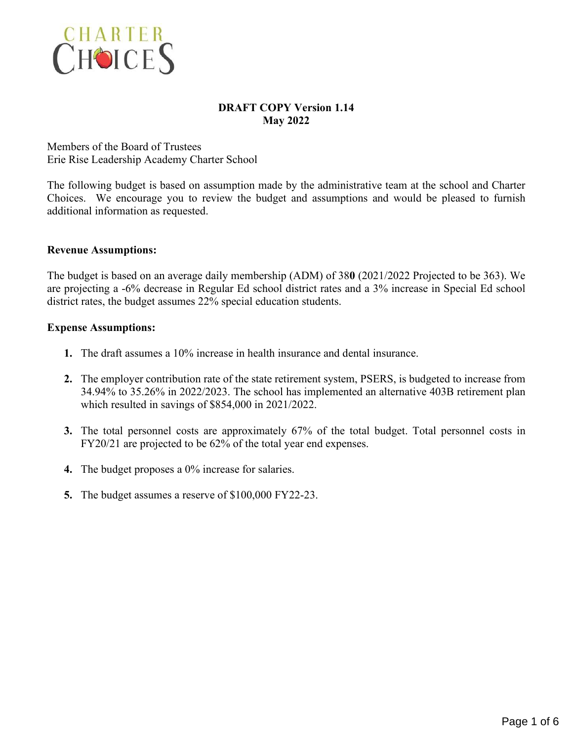CHARTER CHOICES

**DRAFT COPY Version 1.14**
**May 2022**

Members of the Board of Trustees
Erie Rise Leadership Academy Charter School

The following budget is based on assumption made by the administrative team at the school and Charter Choices. We encourage you to review the budget and assumptions and would be pleased to furnish additional information as requested.

**Revenue Assumptions:**

The budget is based on an average daily membership (ADM) of 38**0** (2021/2022 Projected to be 363). We are projecting a -6% decrease in Regular Ed school district rates and a 3% increase in Special Ed school district rates, the budget assumes 22% special education students.

**Expense Assumptions:**

1. The draft assumes a 10% increase in health insurance and dental insurance.
2. The employer contribution rate of the state retirement system, PSERS, is budgeted to increase from 34.94% to 35.26% in 2022/2023. The school has implemented an alternative 403B retirement plan which resulted in savings of $854,000 in 2021/2022.
3. The total personnel costs are approximately 67% of the total budget. Total personnel costs in FY20/21 are projected to be 62% of the total year end expenses.
4. The budget proposes a 0% increase for salaries.
5. The budget assumes a reserve of $100,000 FY22-23.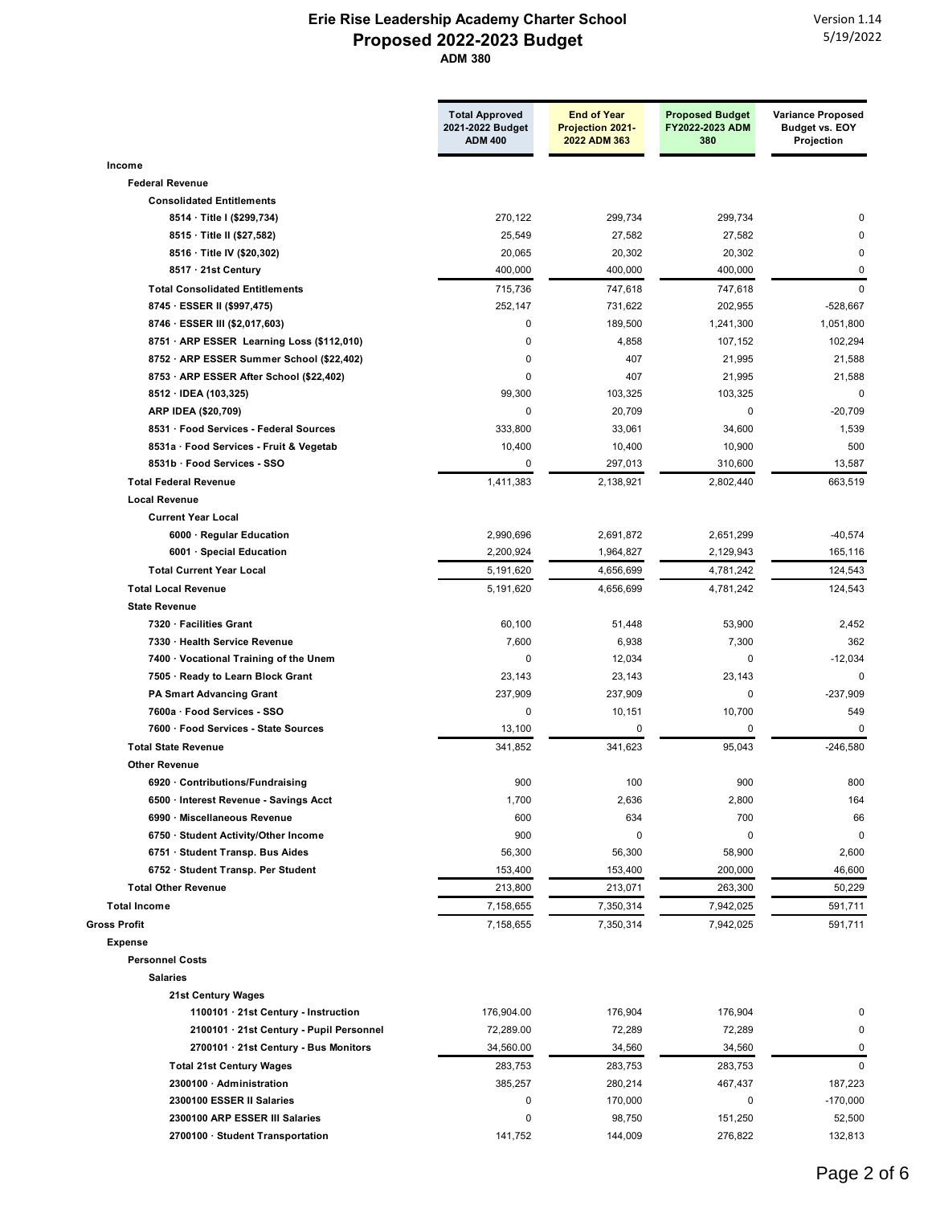# Erie Rise Leadership Academy Charter School

## Proposed 2022-2023 Budget

**ADM 380**

Version 1.14
5/19/2022

| | Total Approved 2021-2022 Budget ADM 400 | End of Year Projection 2021-2022 ADM 363 | Proposed Budget FY2022-2023 ADM 380 | Variance Proposed Budget vs. EOY Projection |
|---|---|---|---|---|
| **Income** | | | | |
| **Federal Revenue** | | | | |
| **Consolidated Entitlements** | | | | |
| **8514 · Title I ($299,734)** | 270,122 | 299,734 | 299,734 | 0 |
| **8515 · Title II ($27,582)** | 25,549 | 27,582 | 27,582 | 0 |
| **8516 · Title IV ($20,302)** | 20,065 | 20,302 | 20,302 | 0 |
| **8517 · 21st Century** | 400,000 | 400,000 | 400,000 | 0 |
| **Total Consolidated Entitlements** | 715,736 | 747,618 | 747,618 | 0 |
| **8745 · ESSER II ($997,475)** | 252,147 | 731,622 | 202,955 | -528,667 |
| **8746 · ESSER III ($2,017,603)** | 0 | 189,500 | 1,241,300 | 1,051,800 |
| **8751 · ARP ESSER Learning Loss ($112,010)** | 0 | 4,858 | 107,152 | 102,294 |
| **8752 · ARP ESSER Summer School ($22,402)** | 0 | 407 | 21,995 | 21,588 |
| **8753 · ARP ESSER After School ($22,402)** | 0 | 407 | 21,995 | 21,588 |
| **8512 · IDEA (103,325)** | 99,300 | 103,325 | 103,325 | 0 |
| **ARP IDEA ($20,709)** | 0 | 20,709 | 0 | -20,709 |
| **8531 · Food Services - Federal Sources** | 333,800 | 33,061 | 34,600 | 1,539 |
| **8531a · Food Services - Fruit & Vegetab** | 10,400 | 10,400 | 10,900 | 500 |
| **8531b · Food Services - SSO** | 0 | 297,013 | 310,600 | 13,587 |
| **Total Federal Revenue** | 1,411,383 | 2,138,921 | 2,802,440 | 663,519 |
| **Local Revenue** | | | | |
| **Current Year Local** | | | | |
| **6000 · Regular Education** | 2,990,696 | 2,691,872 | 2,651,299 | -40,574 |
| **6001 · Special Education** | 2,200,924 | 1,964,827 | 2,129,943 | 165,116 |
| **Total Current Year Local** | 5,191,620 | 4,656,699 | 4,781,242 | 124,543 |
| **Total Local Revenue** | 5,191,620 | 4,656,699 | 4,781,242 | 124,543 |
| **State Revenue** | | | | |
| **7320 · Facilities Grant** | 60,100 | 51,448 | 53,900 | 2,452 |
| **7330 · Health Service Revenue** | 7,600 | 6,938 | 7,300 | 362 |
| **7400 · Vocational Training of the Unem** | 0 | 12,034 | 0 | -12,034 |
| **7505 · Ready to Learn Block Grant** | 23,143 | 23,143 | 23,143 | 0 |
| **PA Smart Advancing Grant** | 237,909 | 237,909 | 0 | -237,909 |
| **7600a · Food Services - SSO** | 0 | 10,151 | 10,700 | 549 |
| **7600 · Food Services - State Sources** | 13,100 | 0 | 0 | 0 |
| **Total State Revenue** | 341,852 | 341,623 | 95,043 | -246,580 |
| **Other Revenue** | | | | |
| **6920 · Contributions/Fundraising** | 900 | 100 | 900 | 800 |
| **6500 · Interest Revenue - Savings Acct** | 1,700 | 2,636 | 2,800 | 164 |
| **6990 · Miscellaneous Revenue** | 600 | 634 | 700 | 66 |
| **6750 · Student Activity/Other Income** | 900 | 0 | 0 | 0 |
| **6751 · Student Transp. Bus Aides** | 56,300 | 56,300 | 58,900 | 2,600 |
| **6752 · Student Transp. Per Student** | 153,400 | 153,400 | 200,000 | 46,600 |
| **Total Other Revenue** | 213,800 | 213,071 | 263,300 | 50,229 |
| **Total Income** | 7,158,655 | 7,350,314 | 7,942,025 | 591,711 |
| **Gross Profit** | 7,158,655 | 7,350,314 | 7,942,025 | 591,711 |
| **Expense** | | | | |
| **Personnel Costs** | | | | |
| **Salaries** | | | | |
| **21st Century Wages** | | | | |
| **1100101 · 21st Century - Instruction** | 176,904.00 | 176,904 | 176,904 | 0 |
| **2100101 · 21st Century - Pupil Personnel** | 72,289.00 | 72,289 | 72,289 | 0 |
| **2700101 · 21st Century - Bus Monitors** | 34,560.00 | 34,560 | 34,560 | 0 |
| **Total 21st Century Wages** | 283,753 | 283,753 | 283,753 | 0 |
| **2300100 · Administration** | 385,257 | 280,214 | 467,437 | 187,223 |
| **2300100 ESSER II Salaries** | 0 | 170,000 | 0 | -170,000 |
| **2300100 ARP ESSER III Salaries** | 0 | 98,750 | 151,250 | 52,500 |
| **2700100 · Student Transportation** | 141,752 | 144,009 | 276,822 | 132,813 |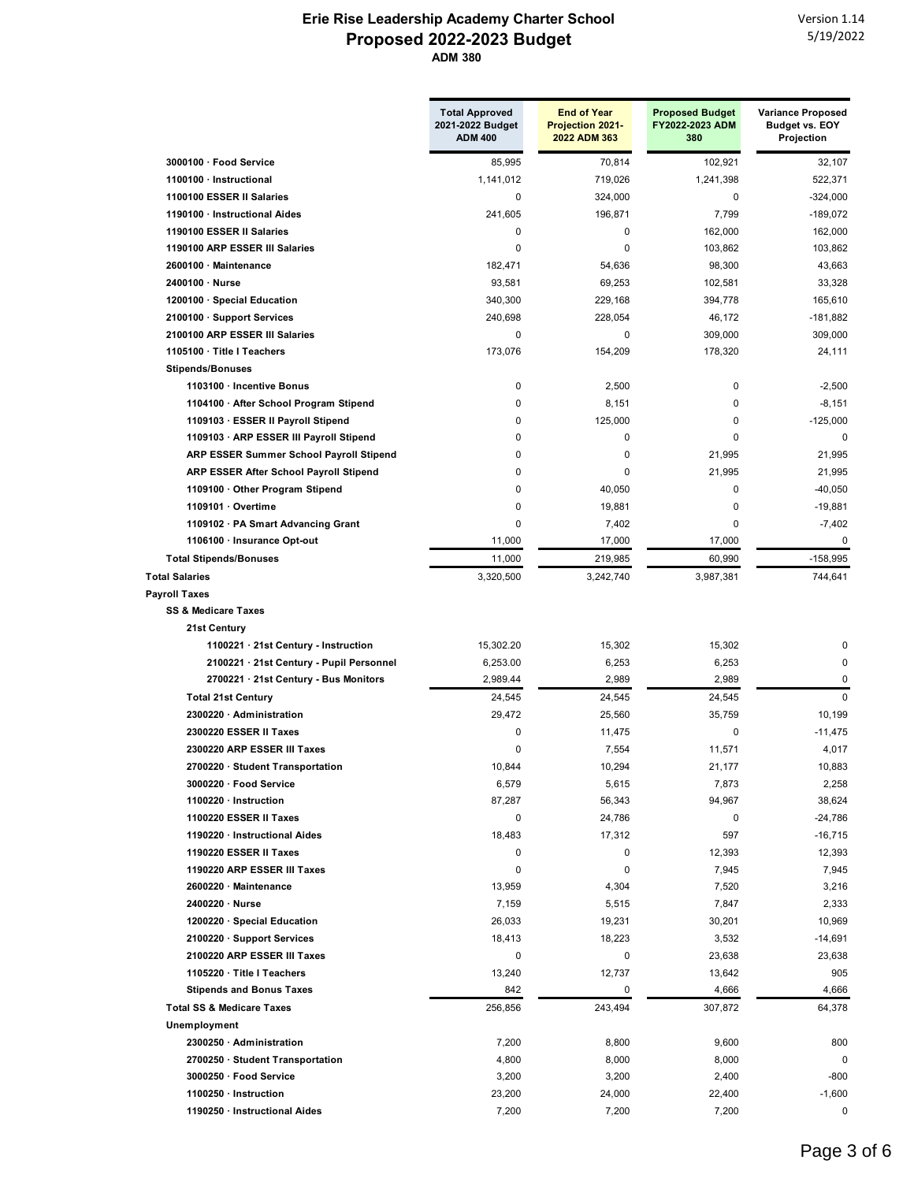# Erie Rise Leadership Academy Charter School
## Proposed 2022-2023 Budget
### ADM 380

Version 1.14
5/19/2022

| | Total Approved 2021-2022 Budget ADM 400 | End of Year Projection 2021-2022 ADM 363 | Proposed Budget FY2022-2023 ADM 380 | Variance Proposed Budget vs. EOY Projection |
|---|---|---|---|---|
| **3000100 · Food Service** | 85,995 | 70,814 | 102,921 | 32,107 |
| **1100100 · Instructional** | 1,141,012 | 719,026 | 1,241,398 | 522,371 |
| **1100100 ESSER II Salaries** | 0 | 324,000 | 0 | -324,000 |
| **1190100 · Instructional Aides** | 241,605 | 196,871 | 7,799 | -189,072 |
| **1190100 ESSER II Salaries** | 0 | 0 | 162,000 | 162,000 |
| **1190100 ARP ESSER III Salaries** | 0 | 0 | 103,862 | 103,862 |
| **2600100 · Maintenance** | 182,471 | 54,636 | 98,300 | 43,663 |
| **2400100 · Nurse** | 93,581 | 69,253 | 102,581 | 33,328 |
| **1200100 · Special Education** | 340,300 | 229,168 | 394,778 | 165,610 |
| **2100100 · Support Services** | 240,698 | 228,054 | 46,172 | -181,882 |
| **2100100 ARP ESSER III Salaries** | 0 | 0 | 309,000 | 309,000 |
| **1105100 · Title I Teachers** | 173,076 | 154,209 | 178,320 | 24,111 |
| **Stipends/Bonuses** | | | | |
| **1103100 · Incentive Bonus** | 0 | 2,500 | 0 | -2,500 |
| **1104100 · After School Program Stipend** | 0 | 8,151 | 0 | -8,151 |
| **1109103 · ESSER II Payroll Stipend** | 0 | 125,000 | 0 | -125,000 |
| **1109103 · ARP ESSER III Payroll Stipend** | 0 | 0 | 0 | 0 |
| **ARP ESSER Summer School Payroll Stipend** | 0 | 0 | 21,995 | 21,995 |
| **ARP ESSER After School Payroll Stipend** | 0 | 0 | 21,995 | 21,995 |
| **1109100 · Other Program Stipend** | 0 | 40,050 | 0 | -40,050 |
| **1109101 · Overtime** | 0 | 19,881 | 0 | -19,881 |
| **1109102 · PA Smart Advancing Grant** | 0 | 7,402 | 0 | -7,402 |
| **1106100 · Insurance Opt-out** | 11,000 | 17,000 | 17,000 | 0 |
| **Total Stipends/Bonuses** | 11,000 | 219,985 | 60,990 | -158,995 |
| **Total Salaries** | 3,320,500 | 3,242,740 | 3,987,381 | 744,641 |
| **Payroll Taxes** | | | | |
| **SS & Medicare Taxes** | | | | |
| **21st Century** | | | | |
| **1100221 · 21st Century - Instruction** | 15,302.20 | 15,302 | 15,302 | 0 |
| **2100221 · 21st Century - Pupil Personnel** | 6,253.00 | 6,253 | 6,253 | 0 |
| **2700221 · 21st Century - Bus Monitors** | 2,989.44 | 2,989 | 2,989 | 0 |
| **Total 21st Century** | 24,545 | 24,545 | 24,545 | 0 |
| **2300220 · Administration** | 29,472 | 25,560 | 35,759 | 10,199 |
| **2300220 ESSER II Taxes** | 0 | 11,475 | 0 | -11,475 |
| **2300220 ARP ESSER III Taxes** | 0 | 7,554 | 11,571 | 4,017 |
| **2700220 · Student Transportation** | 10,844 | 10,294 | 21,177 | 10,883 |
| **3000220 · Food Service** | 6,579 | 5,615 | 7,873 | 2,258 |
| **1100220 · Instruction** | 87,287 | 56,343 | 94,967 | 38,624 |
| **1100220 ESSER II Taxes** | 0 | 24,786 | 0 | -24,786 |
| **1190220 · Instructional Aides** | 18,483 | 17,312 | 597 | -16,715 |
| **1190220 ESSER II Taxes** | 0 | 0 | 12,393 | 12,393 |
| **1190220 ARP ESSER III Taxes** | 0 | 0 | 7,945 | 7,945 |
| **2600220 · Maintenance** | 13,959 | 4,304 | 7,520 | 3,216 |
| **2400220 · Nurse** | 7,159 | 5,515 | 7,847 | 2,333 |
| **1200220 · Special Education** | 26,033 | 19,231 | 30,201 | 10,969 |
| **2100220 · Support Services** | 18,413 | 18,223 | 3,532 | -14,691 |
| **2100220 ARP ESSER III Taxes** | 0 | 0 | 23,638 | 23,638 |
| **1105220 · Title I Teachers** | 13,240 | 12,737 | 13,642 | 905 |
| **Stipends and Bonus Taxes** | 842 | 0 | 4,666 | 4,666 |
| **Total SS & Medicare Taxes** | 256,856 | 243,494 | 307,872 | 64,378 |
| **Unemployment** | | | | |
| **2300250 · Administration** | 7,200 | 8,800 | 9,600 | 800 |
| **2700250 · Student Transportation** | 4,800 | 8,000 | 8,000 | 0 |
| **3000250 · Food Service** | 3,200 | 3,200 | 2,400 | -800 |
| **1100250 · Instruction** | 23,200 | 24,000 | 22,400 | -1,600 |
| **1190250 · Instructional Aides** | 7,200 | 7,200 | 7,200 | 0 |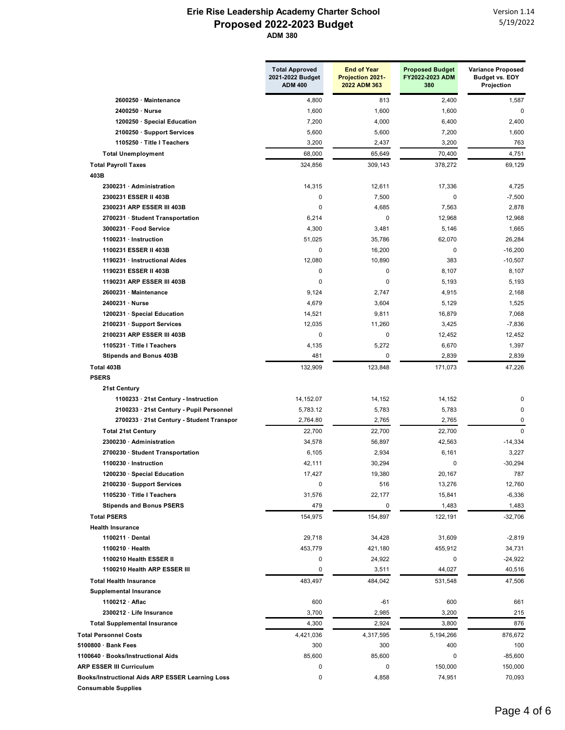# Erie Rise Leadership Academy Charter School

## Proposed 2022-2023 Budget

**ADM 380**

Version 1.14
5/19/2022

| | Total Approved 2021-2022 Budget ADM 400 | End of Year Projection 2021-2022 ADM 363 | Proposed Budget FY2022-2023 ADM 380 | Variance Proposed Budget vs. EOY Projection |
|---|---|---|---|---|
| 2600250 · Maintenance | 4,800 | 813 | 2,400 | 1,587 |
| 2400250 · Nurse | 1,600 | 1,600 | 1,600 | 0 |
| 1200250 · Special Education | 7,200 | 4,000 | 6,400 | 2,400 |
| 2100250 · Support Services | 5,600 | 5,600 | 7,200 | 1,600 |
| 1105250 · Title I Teachers | 3,200 | 2,437 | 3,200 | 763 |
| **Total Unemployment** | 68,000 | 65,649 | 70,400 | 4,751 |
| **Total Payroll Taxes** | 324,856 | 309,143 | 378,272 | 69,129 |
| **403B** | | | | |
| 2300231 · Administration | 14,315 | 12,611 | 17,336 | 4,725 |
| 2300231 ESSER II 403B | 0 | 7,500 | 0 | -7,500 |
| 2300231 ARP ESSER III 403B | 0 | 4,685 | 7,563 | 2,878 |
| 2700231 · Student Transportation | 6,214 | 0 | 12,968 | 12,968 |
| 3000231 · Food Service | 4,300 | 3,481 | 5,146 | 1,665 |
| 1100231 · Instruction | 51,025 | 35,786 | 62,070 | 26,284 |
| 1100231 ESSER II 403B | 0 | 16,200 | 0 | -16,200 |
| 1190231 · Instructional Aides | 12,080 | 10,890 | 383 | -10,507 |
| 1190231 ESSER II 403B | 0 | 0 | 8,107 | 8,107 |
| 1190231 ARP ESSER III 403B | 0 | 0 | 5,193 | 5,193 |
| 2600231 · Maintenance | 9,124 | 2,747 | 4,915 | 2,168 |
| 2400231 · Nurse | 4,679 | 3,604 | 5,129 | 1,525 |
| 1200231 · Special Education | 14,521 | 9,811 | 16,879 | 7,068 |
| 2100231 · Support Services | 12,035 | 11,260 | 3,425 | -7,836 |
| 2100231 ARP ESSER III 403B | 0 | 0 | 12,452 | 12,452 |
| 1105231 · Title I Teachers | 4,135 | 5,272 | 6,670 | 1,397 |
| Stipends and Bonus 403B | 481 | 0 | 2,839 | 2,839 |
| **Total 403B** | 132,909 | 123,848 | 171,073 | 47,226 |
| **PSERS** | | | | |
| **21st Century** | | | | |
| 1100233 · 21st Century - Instruction | 14,152.07 | 14,152 | 14,152 | 0 |
| 2100233 · 21st Century - Pupil Personnel | 5,783.12 | 5,783 | 5,783 | 0 |
| 2700233 · 21st Century - Student Transpor | 2,764.80 | 2,765 | 2,765 | 0 |
| **Total 21st Century** | 22,700 | 22,700 | 22,700 | 0 |
| 2300230 · Administration | 34,578 | 56,897 | 42,563 | -14,334 |
| 2700230 · Student Transportation | 6,105 | 2,934 | 6,161 | 3,227 |
| 1100230 · Instruction | 42,111 | 30,294 | 0 | -30,294 |
| 1200230 · Special Education | 17,427 | 19,380 | 20,167 | 787 |
| 2100230 · Support Services | 0 | 516 | 13,276 | 12,760 |
| 1105230 · Title I Teachers | 31,576 | 22,177 | 15,841 | -6,336 |
| Stipends and Bonus PSERS | 479 | 0 | 1,483 | 1,483 |
| **Total PSERS** | 154,975 | 154,897 | 122,191 | -32,706 |
| **Health Insurance** | | | | |
| 1100211 · Dental | 29,718 | 34,428 | 31,609 | -2,819 |
| 1100210 · Health | 453,779 | 421,180 | 455,912 | 34,731 |
| 1100210 Health ESSER II | 0 | 24,922 | 0 | -24,922 |
| 1100210 Health ARP ESSER III | 0 | 3,511 | 44,027 | 40,516 |
| **Total Health Insurance** | 483,497 | 484,042 | 531,548 | 47,506 |
| **Supplemental Insurance** | | | | |
| 1100212 · Aflac | 600 | -61 | 600 | 661 |
| 2300212 · Life Insurance | 3,700 | 2,985 | 3,200 | 215 |
| **Total Supplemental Insurance** | 4,300 | 2,924 | 3,800 | 876 |
| **Total Personnel Costs** | 4,421,036 | 4,317,595 | 5,194,266 | 876,672 |
| 5100800 · Bank Fees | 300 | 300 | 400 | 100 |
| 1100640 · Books/Instructional Aids | 85,600 | 85,600 | 0 | -85,600 |
| ARP ESSER III Curriculum | 0 | 0 | 150,000 | 150,000 |
| Books/Instructional Aids ARP ESSER Learning Loss | 0 | 4,858 | 74,951 | 70,093 |
| **Consumable Supplies** | | | | |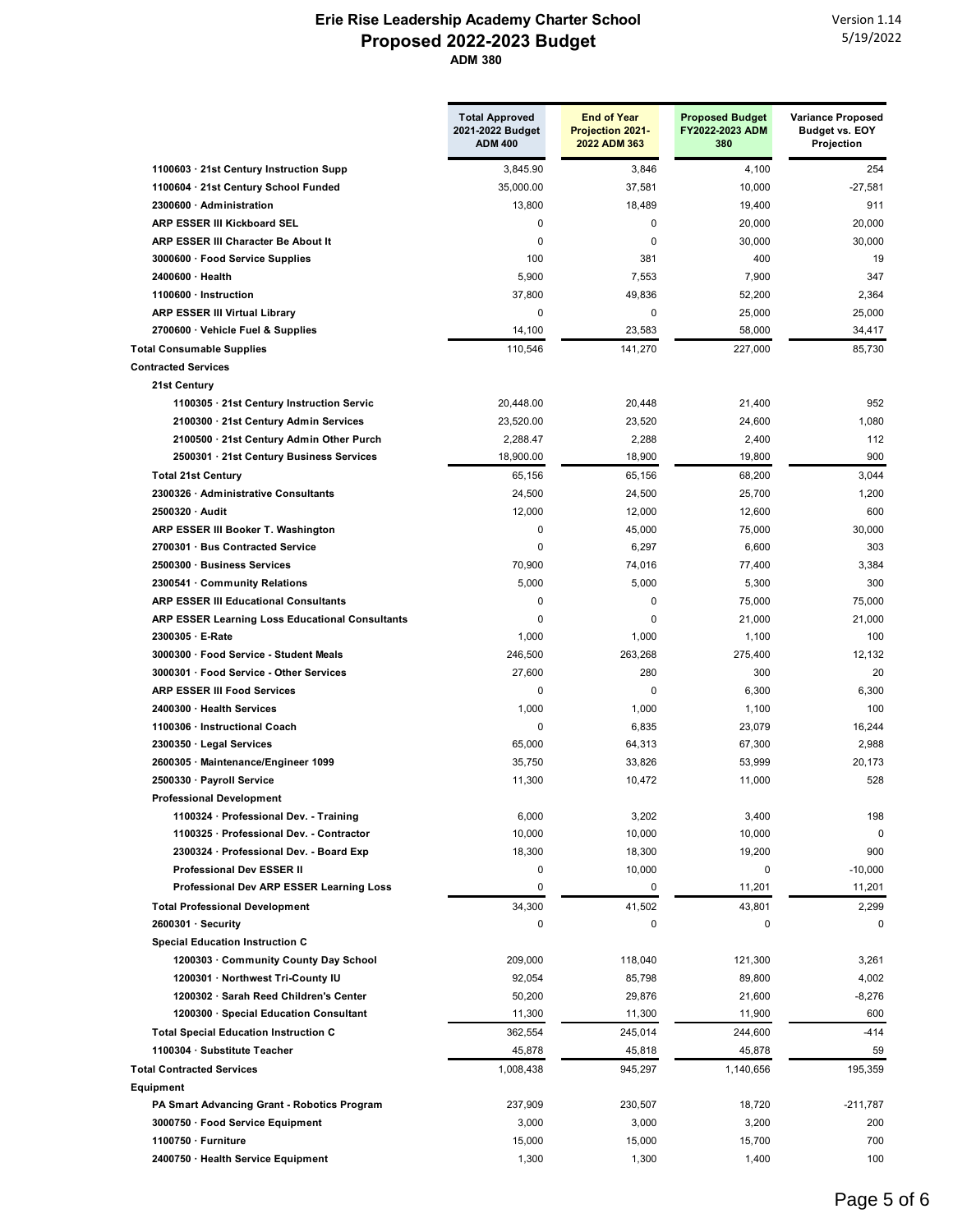# Erie Rise Leadership Academy Charter School

## Proposed 2022-2023 Budget

**ADM 380**

Version 1.14
5/19/2022

| | Total Approved 2021-2022 Budget ADM 400 | End of Year Projection 2021-2022 ADM 363 | Proposed Budget FY2022-2023 ADM 380 | Variance Proposed Budget vs. EOY Projection |
|---|---|---|---|---|
| 1100603 · 21st Century Instruction Supp | 3,845.90 | 3,846 | 4,100 | 254 |
| 1100604 · 21st Century School Funded | 35,000.00 | 37,581 | 10,000 | -27,581 |
| 2300600 · Administration | 13,800 | 18,489 | 19,400 | 911 |
| ARP ESSER III Kickboard SEL | 0 | 0 | 20,000 | 20,000 |
| ARP ESSER III Character Be About It | 0 | 0 | 30,000 | 30,000 |
| 3000600 · Food Service Supplies | 100 | 381 | 400 | 19 |
| 2400600 · Health | 5,900 | 7,553 | 7,900 | 347 |
| 1100600 · Instruction | 37,800 | 49,836 | 52,200 | 2,364 |
| ARP ESSER III Virtual Library | 0 | 0 | 25,000 | 25,000 |
| 2700600 · Vehicle Fuel & Supplies | 14,100 | 23,583 | 58,000 | 34,417 |
| **Total Consumable Supplies** | 110,546 | 141,270 | 227,000 | 85,730 |
| **Contracted Services** | | | | |
| 21st Century | | | | |
| 1100305 · 21st Century Instruction Servic | 20,448.00 | 20,448 | 21,400 | 952 |
| 2100300 · 21st Century Admin Services | 23,520.00 | 23,520 | 24,600 | 1,080 |
| 2100500 · 21st Century Admin Other Purch | 2,288.47 | 2,288 | 2,400 | 112 |
| 2500301 · 21st Century Business Services | 18,900.00 | 18,900 | 19,800 | 900 |
| Total 21st Century | 65,156 | 65,156 | 68,200 | 3,044 |
| 2300326 · Administrative Consultants | 24,500 | 24,500 | 25,700 | 1,200 |
| 2500320 · Audit | 12,000 | 12,000 | 12,600 | 600 |
| ARP ESSER III Booker T. Washington | 0 | 45,000 | 75,000 | 30,000 |
| 2700301 · Bus Contracted Service | 0 | 6,297 | 6,600 | 303 |
| 2500300 · Business Services | 70,900 | 74,016 | 77,400 | 3,384 |
| 2300541 · Community Relations | 5,000 | 5,000 | 5,300 | 300 |
| ARP ESSER III Educational Consultants | 0 | 0 | 75,000 | 75,000 |
| ARP ESSER Learning Loss Educational Consultants | 0 | 0 | 21,000 | 21,000 |
| 2300305 · E-Rate | 1,000 | 1,000 | 1,100 | 100 |
| 3000300 · Food Service - Student Meals | 246,500 | 263,268 | 275,400 | 12,132 |
| 3000301 · Food Service - Other Services | 27,600 | 280 | 300 | 20 |
| ARP ESSER III Food Services | 0 | 0 | 6,300 | 6,300 |
| 2400300 · Health Services | 1,000 | 1,000 | 1,100 | 100 |
| 1100306 · Instructional Coach | 0 | 6,835 | 23,079 | 16,244 |
| 2300350 · Legal Services | 65,000 | 64,313 | 67,300 | 2,988 |
| 2600305 · Maintenance/Engineer 1099 | 35,750 | 33,826 | 53,999 | 20,173 |
| 2500330 · Payroll Service | 11,300 | 10,472 | 11,000 | 528 |
| Professional Development | | | | |
| 1100324 · Professional Dev. - Training | 6,000 | 3,202 | 3,400 | 198 |
| 1100325 · Professional Dev. - Contractor | 10,000 | 10,000 | 10,000 | 0 |
| 2300324 · Professional Dev. - Board Exp | 18,300 | 18,300 | 19,200 | 900 |
| Professional Dev ESSER II | 0 | 10,000 | 0 | -10,000 |
| Professional Dev ARP ESSER Learning Loss | 0 | 0 | 11,201 | 11,201 |
| Total Professional Development | 34,300 | 41,502 | 43,801 | 2,299 |
| 2600301 · Security | 0 | 0 | 0 | 0 |
| Special Education Instruction C | | | | |
| 1200303 · Community County Day School | 209,000 | 118,040 | 121,300 | 3,261 |
| 1200301 · Northwest Tri-County IU | 92,054 | 85,798 | 89,800 | 4,002 |
| 1200302 · Sarah Reed Children's Center | 50,200 | 29,876 | 21,600 | -8,276 |
| 1200300 · Special Education Consultant | 11,300 | 11,300 | 11,900 | 600 |
| Total Special Education Instruction C | 362,554 | 245,014 | 244,600 | -414 |
| 1100304 · Substitute Teacher | 45,878 | 45,818 | 45,878 | 59 |
| **Total Contracted Services** | 1,008,438 | 945,297 | 1,140,656 | 195,359 |
| **Equipment** | | | | |
| PA Smart Advancing Grant - Robotics Program | 237,909 | 230,507 | 18,720 | -211,787 |
| 3000750 · Food Service Equipment | 3,000 | 3,000 | 3,200 | 200 |
| 1100750 · Furniture | 15,000 | 15,000 | 15,700 | 700 |
| 2400750 · Health Service Equipment | 1,300 | 1,300 | 1,400 | 100 |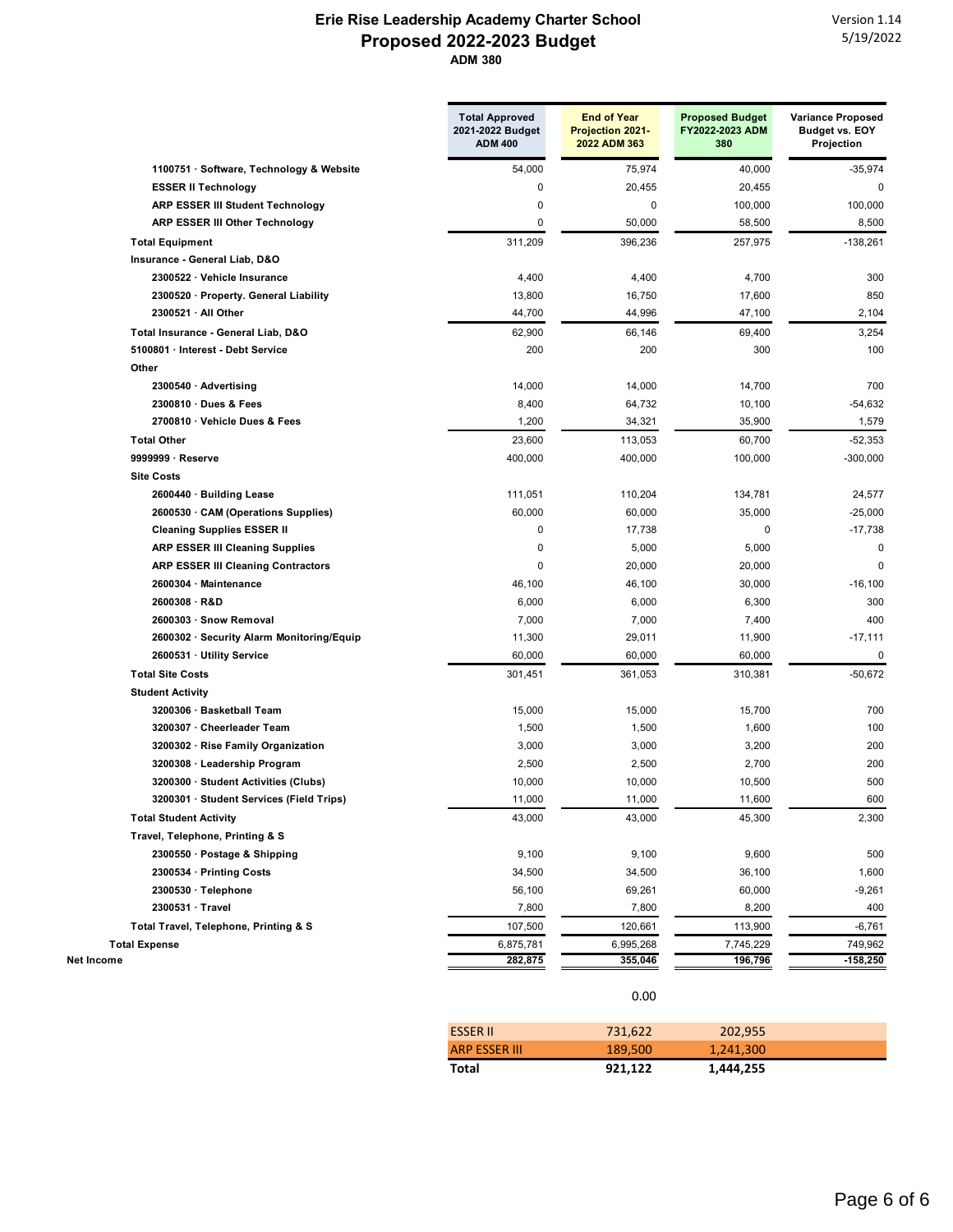# Erie Rise Leadership Academy Charter School

## Proposed 2022-2023 Budget

**ADM 380**

Version 1.14
5/19/2022

| | Total Approved 2021-2022 Budget ADM 400 | End of Year Projection 2021-2022 ADM 363 | Proposed Budget FY2022-2023 ADM 380 | Variance Proposed Budget vs. EOY Projection |
|---|---|---|---|---|
| 1100751 · Software, Technology & Website | 54,000 | 75,974 | 40,000 | -35,974 |
| ESSER II Technology | 0 | 20,455 | 20,455 | 0 |
| ARP ESSER III Student Technology | 0 | 0 | 100,000 | 100,000 |
| ARP ESSER III Other Technology | 0 | 50,000 | 58,500 | 8,500 |
| **Total Equipment** | 311,209 | 396,236 | 257,975 | -138,261 |
| **Insurance - General Liab, D&O** | | | | |
| 2300522 · Vehicle Insurance | 4,400 | 4,400 | 4,700 | 300 |
| 2300520 · Property. General Liability | 13,800 | 16,750 | 17,600 | 850 |
| 2300521 · All Other | 44,700 | 44,996 | 47,100 | 2,104 |
| **Total Insurance - General Liab, D&O** | 62,900 | 66,146 | 69,400 | 3,254 |
| **5100801 · Interest - Debt Service** | 200 | 200 | 300 | 100 |
| **Other** | | | | |
| 2300540 · Advertising | 14,000 | 14,000 | 14,700 | 700 |
| 2300810 · Dues & Fees | 8,400 | 64,732 | 10,100 | -54,632 |
| 2700810 · Vehicle Dues & Fees | 1,200 | 34,321 | 35,900 | 1,579 |
| **Total Other** | 23,600 | 113,053 | 60,700 | -52,353 |
| **9999999 · Reserve** | 400,000 | 400,000 | 100,000 | -300,000 |
| **Site Costs** | | | | |
| 2600440 · Building Lease | 111,051 | 110,204 | 134,781 | 24,577 |
| 2600530 · CAM (Operations Supplies) | 60,000 | 60,000 | 35,000 | -25,000 |
| Cleaning Supplies ESSER II | 0 | 17,738 | 0 | -17,738 |
| ARP ESSER III Cleaning Supplies | 0 | 5,000 | 5,000 | 0 |
| ARP ESSER III Cleaning Contractors | 0 | 20,000 | 20,000 | 0 |
| 2600304 · Maintenance | 46,100 | 46,100 | 30,000 | -16,100 |
| 2600308 · R&D | 6,000 | 6,000 | 6,300 | 300 |
| 2600303 · Snow Removal | 7,000 | 7,000 | 7,400 | 400 |
| 2600302 · Security Alarm Monitoring/Equip | 11,300 | 29,011 | 11,900 | -17,111 |
| 2600531 · Utility Service | 60,000 | 60,000 | 60,000 | 0 |
| **Total Site Costs** | 301,451 | 361,053 | 310,381 | -50,672 |
| **Student Activity** | | | | |
| 3200306 · Basketball Team | 15,000 | 15,000 | 15,700 | 700 |
| 3200307 · Cheerleader Team | 1,500 | 1,500 | 1,600 | 100 |
| 3200302 · Rise Family Organization | 3,000 | 3,000 | 3,200 | 200 |
| 3200308 · Leadership Program | 2,500 | 2,500 | 2,700 | 200 |
| 3200300 · Student Activities (Clubs) | 10,000 | 10,000 | 10,500 | 500 |
| 3200301 · Student Services (Field Trips) | 11,000 | 11,000 | 11,600 | 600 |
| **Total Student Activity** | 43,000 | 43,000 | 45,300 | 2,300 |
| **Travel, Telephone, Printing & S** | | | | |
| 2300550 · Postage & Shipping | 9,100 | 9,100 | 9,600 | 500 |
| 2300534 · Printing Costs | 34,500 | 34,500 | 36,100 | 1,600 |
| 2300530 · Telephone | 56,100 | 69,261 | 60,000 | -9,261 |
| 2300531 · Travel | 7,800 | 7,800 | 8,200 | 400 |
| **Total Travel, Telephone, Printing & S** | 107,500 | 120,661 | 113,900 | -6,761 |
| **Total Expense** | 6,875,781 | 6,995,268 | 7,745,229 | 749,962 |
| **Net Income** | **282,875** | **355,046** | **196,796** | **-158,250** |

0.00

| | | |
|---|---|---|
| ESSER II | 731,622 | 202,955 |
| ARP ESSER III | 189,500 | 1,241,300 |
| **Total** | **921,122** | **1,444,255** |